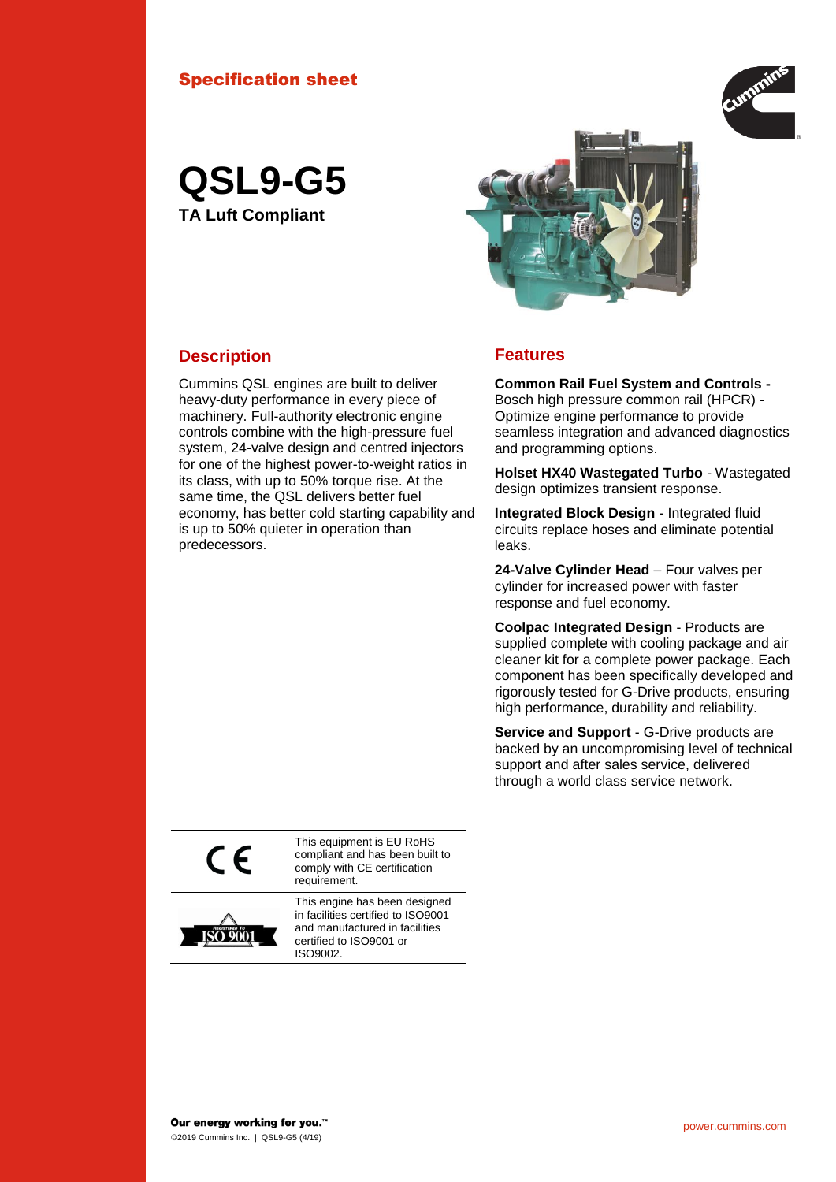Specification sheet

# QSL9-G5

**TA Luft Compliant**

## Description

Cummins QSL engines are built to deliver heavy-duty performance in every piece of machinery. Full-authority electronic engine controls combine with the high-pressure fuel system, 24-valve design and centred injectors for one of the highest power-to-weight ratios in its class, with up to 50% torque rise. At the same time, the QSL delivers better fuel economy, has better cold starting capability and is up to 50% quieter in operation than predecessors.

| | |
|---|---|
| CE | This equipment is EU RoHS compliant and has been built to comply with CE certification requirement. |
| ISO 9001 | This engine has been designed in facilities certified to ISO9001 and manufactured in facilities certified to ISO9001 or ISO9002. |

## Features

**Common Rail Fuel System and Controls -** Bosch high pressure common rail (HPCR) - Optimize engine performance to provide seamless integration and advanced diagnostics and programming options.

**Holset HX40 Wastegated Turbo** - Wastegated design optimizes transient response.

**Integrated Block Design** - Integrated fluid circuits replace hoses and eliminate potential leaks.

**24-Valve Cylinder Head** – Four valves per cylinder for increased power with faster response and fuel economy.

**Coolpac Integrated Design** - Products are supplied complete with cooling package and air cleaner kit for a complete power package. Each component has been specifically developed and rigorously tested for G-Drive products, ensuring high performance, durability and reliability.

**Service and Support** - G-Drive products are backed by an uncompromising level of technical support and after sales service, delivered through a world class service network.

**Our energy working for you.™**

©2019 Cummins Inc. | QSL9-G5 (4/19)

power.cummins.com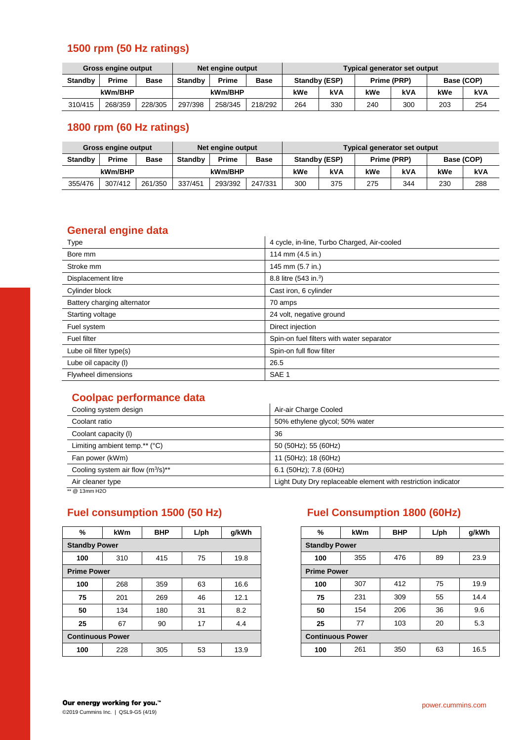## 1500 rpm (50 Hz ratings)

| Gross engine output | | | Net engine output | | | Typical generator set output | | | | | |
|---|---|---|---|---|---|---|---|---|---|---|---|
| Standby | Prime | Base | Standby | Prime | Base | Standby (ESP) | | Prime (PRP) | | Base (COP) | |
| kWm/BHP | | | kWm/BHP | | | kWe | kVA | kWe | kVA | kWe | kVA |
| 310/415 | 268/359 | 228/305 | 297/398 | 258/345 | 218/292 | 264 | 330 | 240 | 300 | 203 | 254 |

## 1800 rpm (60 Hz ratings)

| Gross engine output | | | Net engine output | | | Typical generator set output | | | | | |
|---|---|---|---|---|---|---|---|---|---|---|---|
| Standby | Prime | Base | Standby | Prime | Base | Standby (ESP) | | Prime (PRP) | | Base (COP) | |
| kWm/BHP | | | kWm/BHP | | | kWe | kVA | kWe | kVA | kWe | kVA |
| 355/476 | 307/412 | 261/350 | 337/451 | 293/392 | 247/331 | 300 | 375 | 275 | 344 | 230 | 288 |

## General engine data

| | |
|---|---|
| Type | 4 cycle, in-line, Turbo Charged, Air-cooled |
| Bore mm | 114 mm (4.5 in.) |
| Stroke mm | 145 mm (5.7 in.) |
| Displacement litre | 8.8 litre (543 in.$^3$) |
| Cylinder block | Cast iron, 6 cylinder |
| Battery charging alternator | 70 amps |
| Starting voltage | 24 volt, negative ground |
| Fuel system | Direct injection |
| Fuel filter | Spin-on fuel filters with water separator |
| Lube oil filter type(s) | Spin-on full flow filter |
| Lube oil capacity (l) | 26.5 |
| Flywheel dimensions | SAE 1 |

## Coolpac performance data

| | |
|---|---|
| Cooling system design | Air-air Charge Cooled |
| Coolant ratio | 50% ethylene glycol; 50% water |
| Coolant capacity (l) | 36 |
| Limiting ambient temp.** (°C) | 50 (50Hz); 55 (60Hz) |
| Fan power (kWm) | 11 (50Hz); 18 (60Hz) |
| Cooling system air flow (m$^3$/s)** | 6.1 (50Hz); 7.8 (60Hz) |
| Air cleaner type | Light Duty Dry replaceable element with restriction indicator |

** @ 13mm H2O

## Fuel consumption 1500 (50 Hz)

| % | kWm | BHP | L/ph | g/kWh |
|---|---|---|---|---|
| **Standby Power** | | | | |
| **100** | 310 | 415 | 75 | 19.8 |
| **Prime Power** | | | | |
| **100** | 268 | 359 | 63 | 16.6 |
| **75** | 201 | 269 | 46 | 12.1 |
| **50** | 134 | 180 | 31 | 8.2 |
| **25** | 67 | 90 | 17 | 4.4 |
| **Continuous Power** | | | | |
| **100** | 228 | 305 | 53 | 13.9 |

## Fuel Consumption 1800 (60Hz)

| % | kWm | BHP | L/ph | g/kWh |
|---|---|---|---|---|
| **Standby Power** | | | | |
| **100** | 355 | 476 | 89 | 23.9 |
| **Prime Power** | | | | |
| **100** | 307 | 412 | 75 | 19.9 |
| **75** | 231 | 309 | 55 | 14.4 |
| **50** | 154 | 206 | 36 | 9.6 |
| **25** | 77 | 103 | 20 | 5.3 |
| **Continuous Power** | | | | |
| **100** | 261 | 350 | 63 | 16.5 |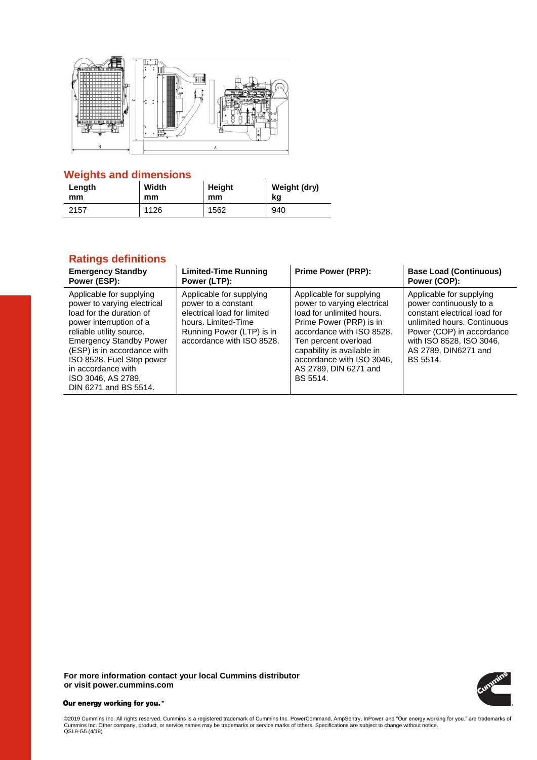B

A

## Weights and dimensions

| Length mm | Width mm | Height mm | Weight (dry) kg |
|---|---|---|---|
| 2157 | 1126 | 1562 | 940 |

## Ratings definitions

| Emergency Standby Power (ESP): | Limited-Time Running Power (LTP): | Prime Power (PRP): | Base Load (Continuous) Power (COP): |
|---|---|---|---|
| Applicable for supplying power to varying electrical load for the duration of power interruption of a reliable utility source. Emergency Standby Power (ESP) is in accordance with ISO 8528. Fuel Stop power in accordance with ISO 3046, AS 2789, DIN 6271 and BS 5514. | Applicable for supplying power to a constant electrical load for limited hours. Limited-Time Running Power (LTP) is in accordance with ISO 8528. | Applicable for supplying power to varying electrical load for unlimited hours. Prime Power (PRP) is in accordance with ISO 8528. Ten percent overload capability is available in accordance with ISO 3046, AS 2789, DIN 6271 and BS 5514. | Applicable for supplying power continuously to a constant electrical load for unlimited hours. Continuous Power (COP) in accordance with ISO 8528, ISO 3046, AS 2789, DIN6271 and BS 5514. |

**For more information contact your local Cummins distributor or visit power.cummins.com**

**Our energy working for you.™**

©2019 Cummins Inc. All rights reserved. Cummins is a registered trademark of Cummins Inc. PowerCommand, AmpSentry, InPower and "Our energy working for you." are trademarks of Cummins Inc. Other company, product, or service names may be trademarks or service marks of others. Specifications are subject to change without notice.
QSL9-G5 (4/19)